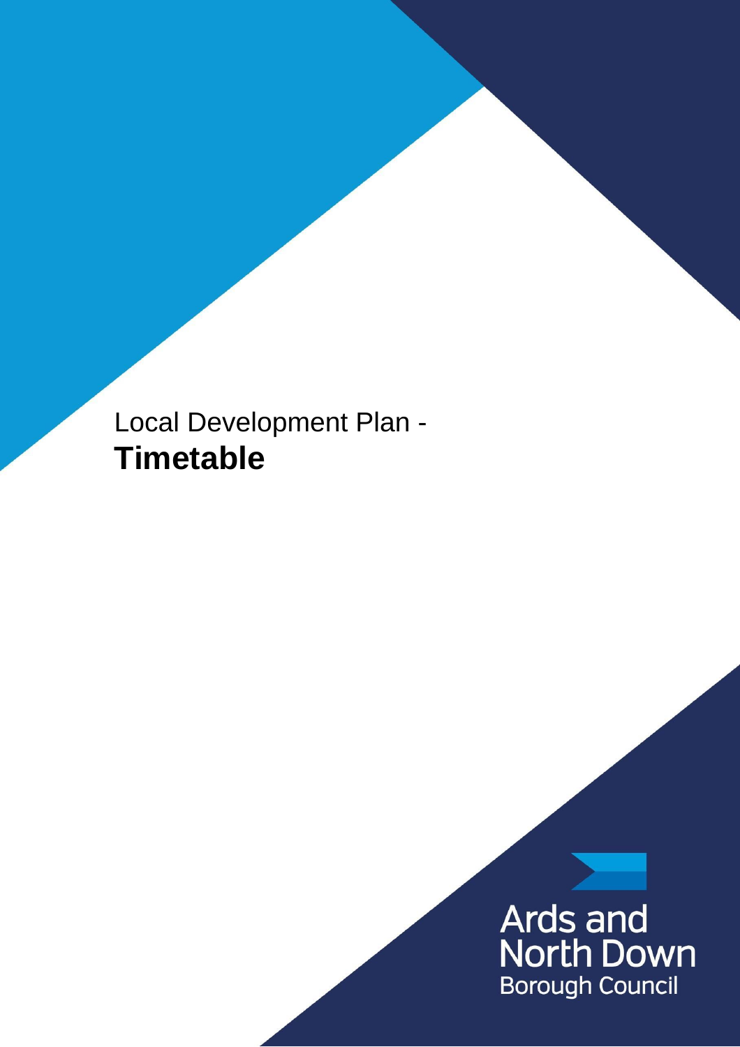# Local Development Plan - **Timetable**

Ards and North Down Borough Council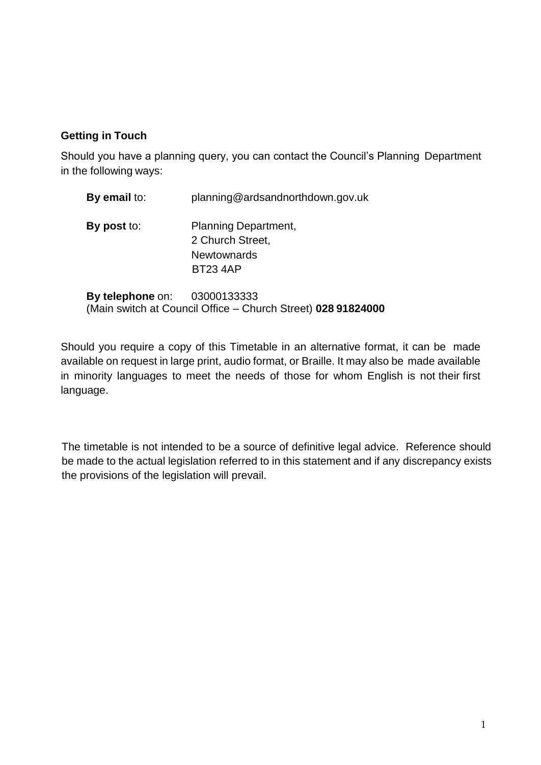## Getting in Touch

Should you have a planning query, you can contact the Council's Planning Department in the following ways:

**By email** to: planning@ardsandnorthdown.gov.uk

**By post** to: Planning Department,
2 Church Street,
Newtownards
BT23 4AP

**By telephone** on: 03000133333
(Main switch at Council Office – Church Street) **028 91824000**

Should you require a copy of this Timetable in an alternative format, it can be made available on request in large print, audio format, or Braille. It may also be made available in minority languages to meet the needs of those for whom English is not their first language.

The timetable is not intended to be a source of definitive legal advice. Reference should be made to the actual legislation referred to in this statement and if any discrepancy exists the provisions of the legislation will prevail.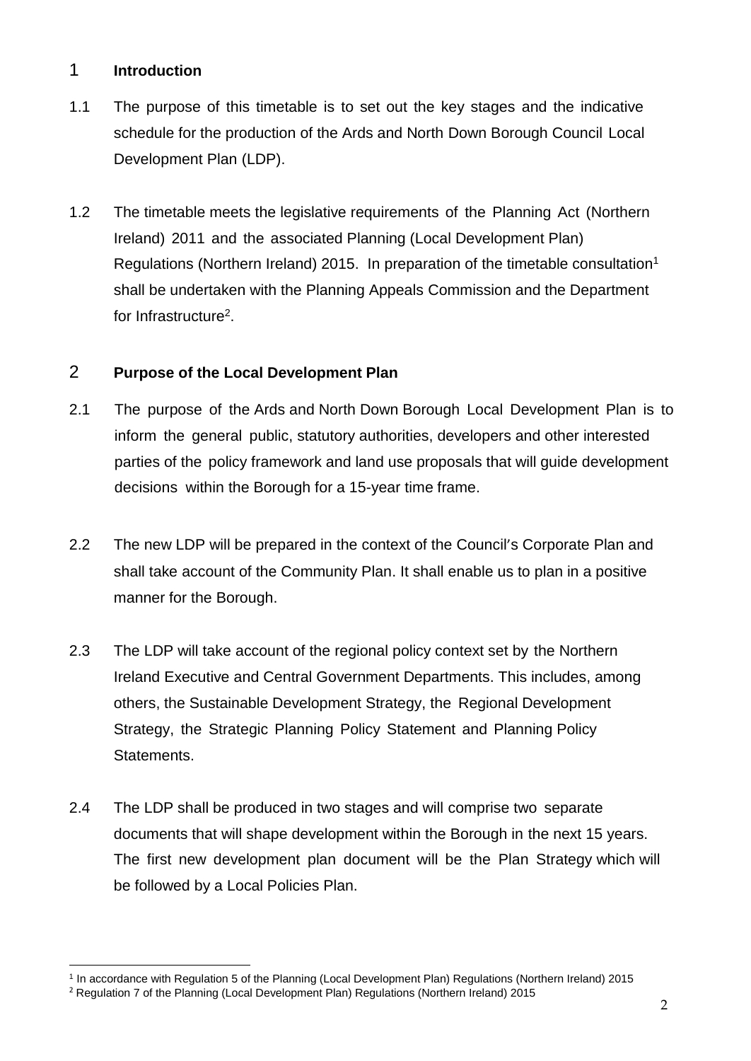## 1 Introduction

1.1 The purpose of this timetable is to set out the key stages and the indicative schedule for the production of the Ards and North Down Borough Council Local Development Plan (LDP).

1.2 The timetable meets the legislative requirements of the Planning Act (Northern Ireland) 2011 and the associated Planning (Local Development Plan) Regulations (Northern Ireland) 2015. In preparation of the timetable consultation[1] shall be undertaken with the Planning Appeals Commission and the Department for Infrastructure[2].

## 2 Purpose of the Local Development Plan

2.1 The purpose of the Ards and North Down Borough Local Development Plan is to inform the general public, statutory authorities, developers and other interested parties of the policy framework and land use proposals that will guide development decisions within the Borough for a 15-year time frame.

2.2 The new LDP will be prepared in the context of the Council's Corporate Plan and shall take account of the Community Plan. It shall enable us to plan in a positive manner for the Borough.

2.3 The LDP will take account of the regional policy context set by the Northern Ireland Executive and Central Government Departments. This includes, among others, the Sustainable Development Strategy, the Regional Development Strategy, the Strategic Planning Policy Statement and Planning Policy Statements.

2.4 The LDP shall be produced in two stages and will comprise two separate documents that will shape development within the Borough in the next 15 years. The first new development plan document will be the Plan Strategy which will be followed by a Local Policies Plan.

---

[1] In accordance with Regulation 5 of the Planning (Local Development Plan) Regulations (Northern Ireland) 2015

[2] Regulation 7 of the Planning (Local Development Plan) Regulations (Northern Ireland) 2015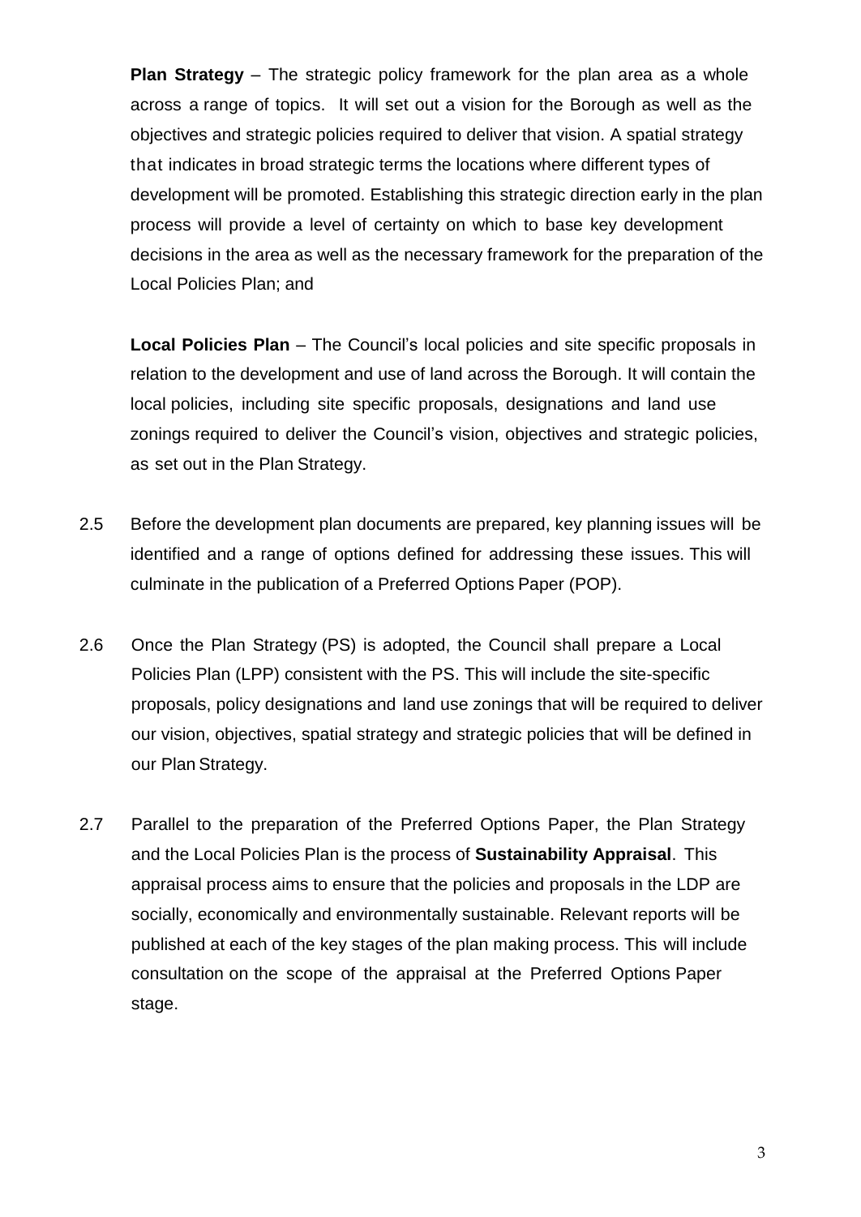**Plan Strategy** – The strategic policy framework for the plan area as a whole across a range of topics. It will set out a vision for the Borough as well as the objectives and strategic policies required to deliver that vision. A spatial strategy that indicates in broad strategic terms the locations where different types of development will be promoted. Establishing this strategic direction early in the plan process will provide a level of certainty on which to base key development decisions in the area as well as the necessary framework for the preparation of the Local Policies Plan; and

**Local Policies Plan** – The Council's local policies and site specific proposals in relation to the development and use of land across the Borough. It will contain the local policies, including site specific proposals, designations and land use zonings required to deliver the Council's vision, objectives and strategic policies, as set out in the Plan Strategy.

2.5 Before the development plan documents are prepared, key planning issues will be identified and a range of options defined for addressing these issues. This will culminate in the publication of a Preferred Options Paper (POP).

2.6 Once the Plan Strategy (PS) is adopted, the Council shall prepare a Local Policies Plan (LPP) consistent with the PS. This will include the site-specific proposals, policy designations and land use zonings that will be required to deliver our vision, objectives, spatial strategy and strategic policies that will be defined in our Plan Strategy.

2.7 Parallel to the preparation of the Preferred Options Paper, the Plan Strategy and the Local Policies Plan is the process of **Sustainability Appraisal**. This appraisal process aims to ensure that the policies and proposals in the LDP are socially, economically and environmentally sustainable. Relevant reports will be published at each of the key stages of the plan making process. This will include consultation on the scope of the appraisal at the Preferred Options Paper stage.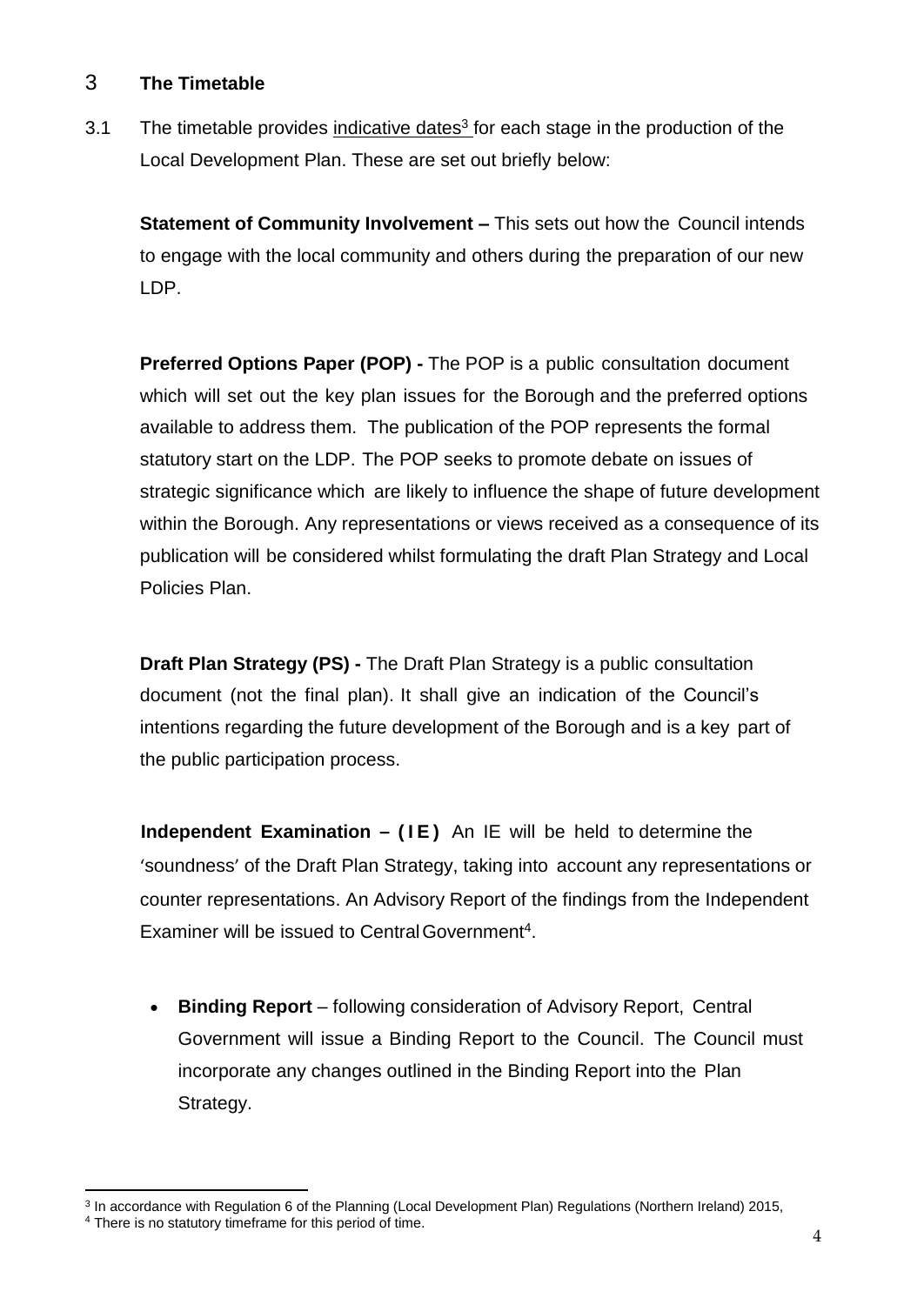## 3 The Timetable

3.1 The timetable provides indicative dates[3] for each stage in the production of the Local Development Plan. These are set out briefly below:

**Statement of Community Involvement –** This sets out how the Council intends to engage with the local community and others during the preparation of our new LDP.

**Preferred Options Paper (POP) -** The POP is a public consultation document which will set out the key plan issues for the Borough and the preferred options available to address them. The publication of the POP represents the formal statutory start on the LDP. The POP seeks to promote debate on issues of strategic significance which are likely to influence the shape of future development within the Borough. Any representations or views received as a consequence of its publication will be considered whilst formulating the draft Plan Strategy and Local Policies Plan.

**Draft Plan Strategy (PS) -** The Draft Plan Strategy is a public consultation document (not the final plan). It shall give an indication of the Council's intentions regarding the future development of the Borough and is a key part of the public participation process.

**Independent Examination – (IE)** An IE will be held to determine the 'soundness' of the Draft Plan Strategy, taking into account any representations or counter representations. An Advisory Report of the findings from the Independent Examiner will be issued to Central Government[4].

- **Binding Report** – following consideration of Advisory Report, Central Government will issue a Binding Report to the Council. The Council must incorporate any changes outlined in the Binding Report into the Plan Strategy.

---

[3] In accordance with Regulation 6 of the Planning (Local Development Plan) Regulations (Northern Ireland) 2015,

[4] There is no statutory timeframe for this period of time.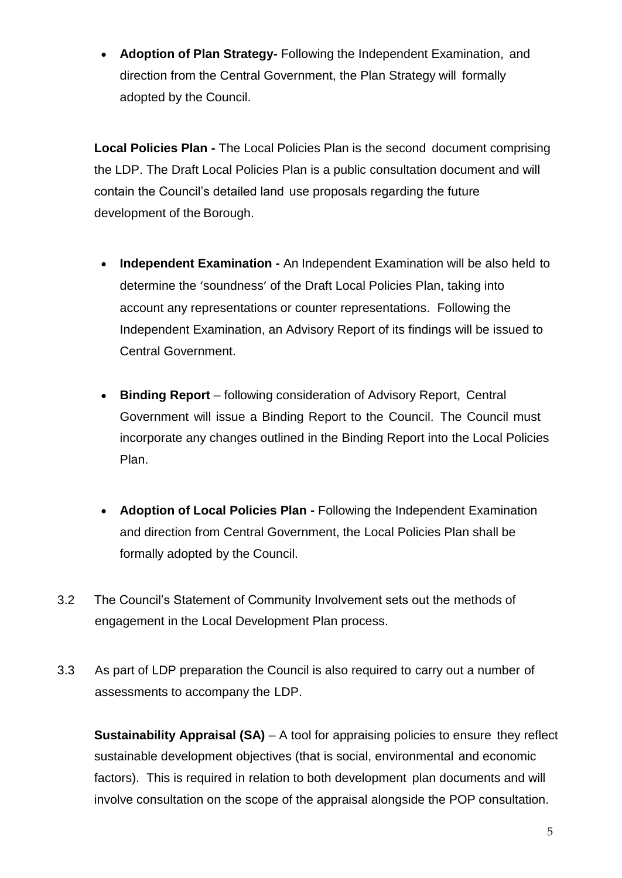- **Adoption of Plan Strategy-** Following the Independent Examination, and direction from the Central Government, the Plan Strategy will formally adopted by the Council.

**Local Policies Plan -** The Local Policies Plan is the second document comprising the LDP. The Draft Local Policies Plan is a public consultation document and will contain the Council's detailed land use proposals regarding the future development of the Borough.

- **Independent Examination -** An Independent Examination will be also held to determine the 'soundness' of the Draft Local Policies Plan, taking into account any representations or counter representations. Following the Independent Examination, an Advisory Report of its findings will be issued to Central Government.

- **Binding Report** – following consideration of Advisory Report, Central Government will issue a Binding Report to the Council. The Council must incorporate any changes outlined in the Binding Report into the Local Policies Plan.

- **Adoption of Local Policies Plan -** Following the Independent Examination and direction from Central Government, the Local Policies Plan shall be formally adopted by the Council.

3.2 The Council's Statement of Community Involvement sets out the methods of engagement in the Local Development Plan process.

3.3 As part of LDP preparation the Council is also required to carry out a number of assessments to accompany the LDP.

**Sustainability Appraisal (SA)** – A tool for appraising policies to ensure they reflect sustainable development objectives (that is social, environmental and economic factors). This is required in relation to both development plan documents and will involve consultation on the scope of the appraisal alongside the POP consultation.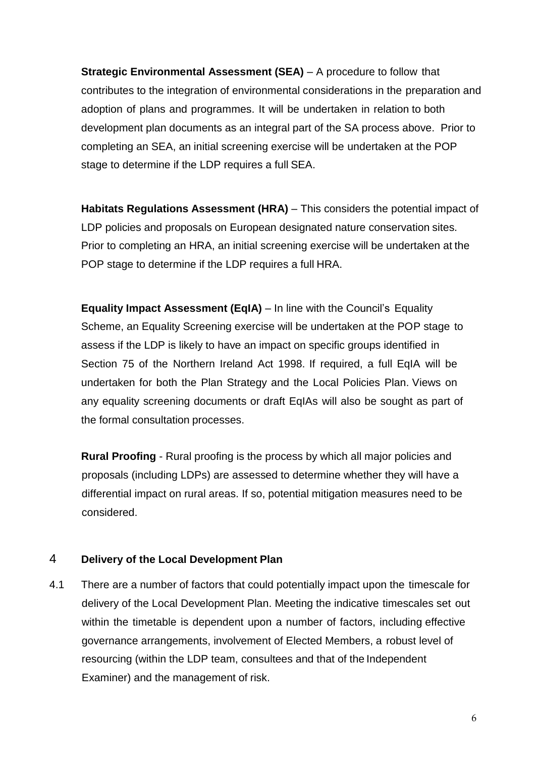**Strategic Environmental Assessment (SEA)** – A procedure to follow that contributes to the integration of environmental considerations in the preparation and adoption of plans and programmes. It will be undertaken in relation to both development plan documents as an integral part of the SA process above. Prior to completing an SEA, an initial screening exercise will be undertaken at the POP stage to determine if the LDP requires a full SEA.

**Habitats Regulations Assessment (HRA)** – This considers the potential impact of LDP policies and proposals on European designated nature conservation sites. Prior to completing an HRA, an initial screening exercise will be undertaken at the POP stage to determine if the LDP requires a full HRA.

**Equality Impact Assessment (EqIA)** – In line with the Council's Equality Scheme, an Equality Screening exercise will be undertaken at the POP stage to assess if the LDP is likely to have an impact on specific groups identified in Section 75 of the Northern Ireland Act 1998. If required, a full EqIA will be undertaken for both the Plan Strategy and the Local Policies Plan. Views on any equality screening documents or draft EqIAs will also be sought as part of the formal consultation processes.

**Rural Proofing** - Rural proofing is the process by which all major policies and proposals (including LDPs) are assessed to determine whether they will have a differential impact on rural areas. If so, potential mitigation measures need to be considered.

## 4 Delivery of the Local Development Plan

4.1 There are a number of factors that could potentially impact upon the timescale for delivery of the Local Development Plan. Meeting the indicative timescales set out within the timetable is dependent upon a number of factors, including effective governance arrangements, involvement of Elected Members, a robust level of resourcing (within the LDP team, consultees and that of the Independent Examiner) and the management of risk.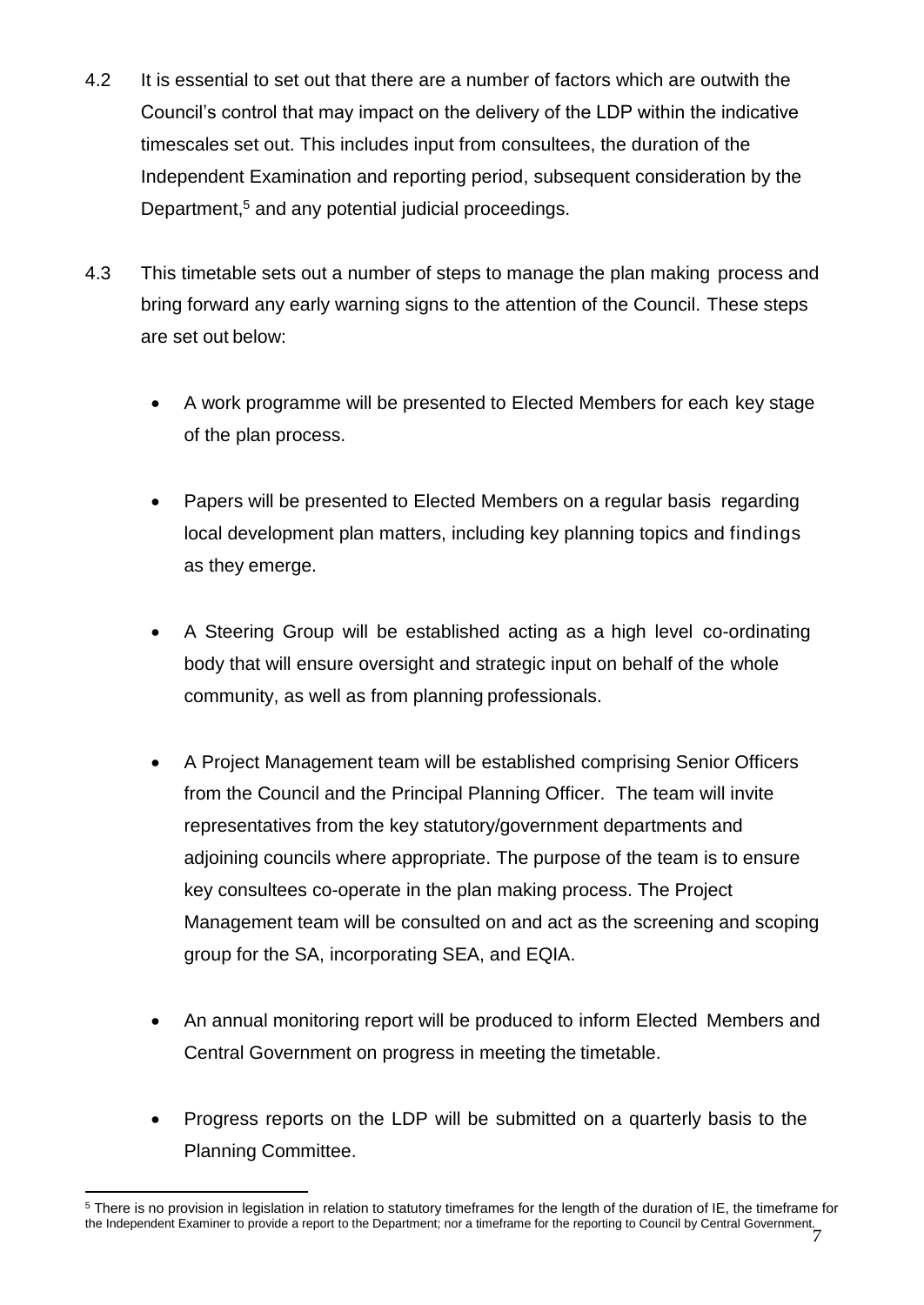4.2 It is essential to set out that there are a number of factors which are outwith the Council's control that may impact on the delivery of the LDP within the indicative timescales set out. This includes input from consultees, the duration of the Independent Examination and reporting period, subsequent consideration by the Department,[5] and any potential judicial proceedings.

4.3 This timetable sets out a number of steps to manage the plan making process and bring forward any early warning signs to the attention of the Council. These steps are set out below:

- A work programme will be presented to Elected Members for each key stage of the plan process.

- Papers will be presented to Elected Members on a regular basis regarding local development plan matters, including key planning topics and findings as they emerge.

- A Steering Group will be established acting as a high level co-ordinating body that will ensure oversight and strategic input on behalf of the whole community, as well as from planning professionals.

- A Project Management team will be established comprising Senior Officers from the Council and the Principal Planning Officer. The team will invite representatives from the key statutory/government departments and adjoining councils where appropriate. The purpose of the team is to ensure key consultees co-operate in the plan making process. The Project Management team will be consulted on and act as the screening and scoping group for the SA, incorporating SEA, and EQIA.

- An annual monitoring report will be produced to inform Elected Members and Central Government on progress in meeting the timetable.

- Progress reports on the LDP will be submitted on a quarterly basis to the Planning Committee.

---

[5] There is no provision in legislation in relation to statutory timeframes for the length of the duration of IE, the timeframe for the Independent Examiner to provide a report to the Department; nor a timeframe for the reporting to Council by Central Government.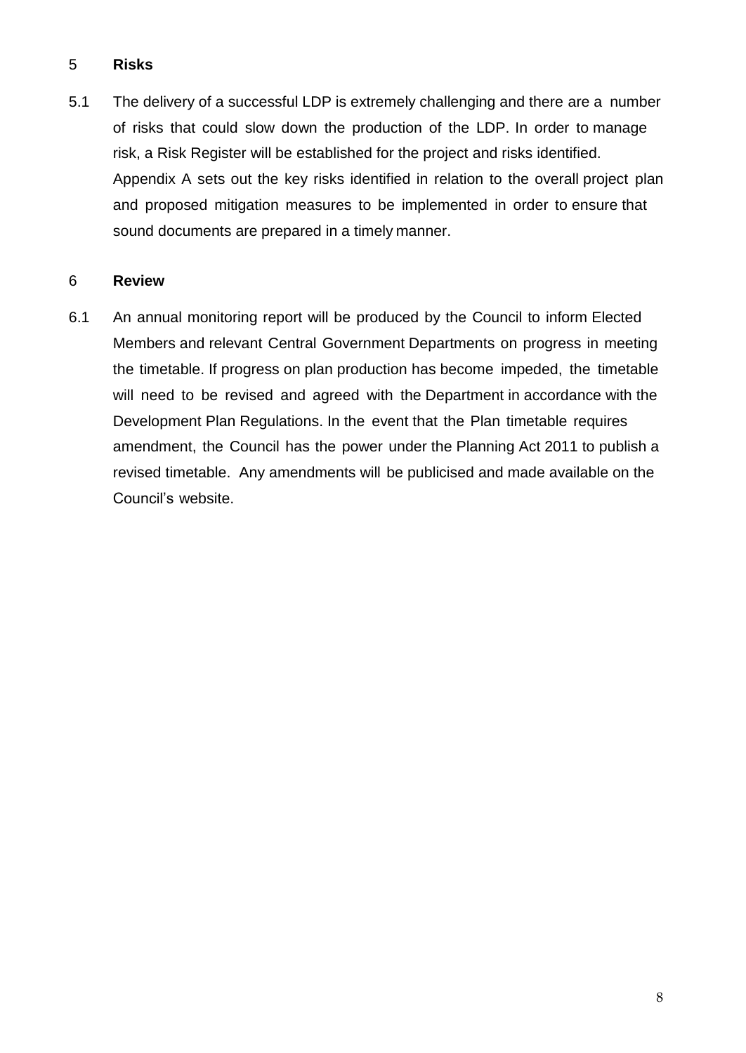## 5 Risks

5.1 The delivery of a successful LDP is extremely challenging and there are a number of risks that could slow down the production of the LDP. In order to manage risk, a Risk Register will be established for the project and risks identified. Appendix A sets out the key risks identified in relation to the overall project plan and proposed mitigation measures to be implemented in order to ensure that sound documents are prepared in a timely manner.

## 6 Review

6.1 An annual monitoring report will be produced by the Council to inform Elected Members and relevant Central Government Departments on progress in meeting the timetable. If progress on plan production has become impeded, the timetable will need to be revised and agreed with the Department in accordance with the Development Plan Regulations. In the event that the Plan timetable requires amendment, the Council has the power under the Planning Act 2011 to publish a revised timetable. Any amendments will be publicised and made available on the Council's website.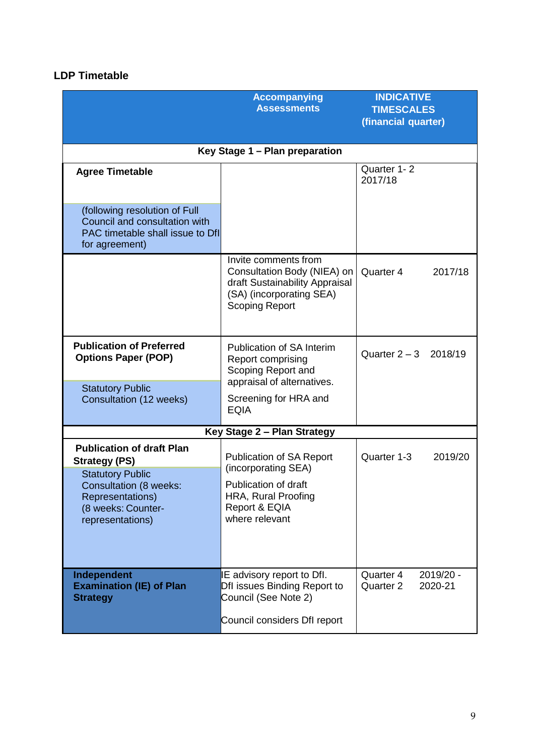**LDP Timetable**

| | Accompanying Assessments | INDICATIVE TIMESCALES (financial quarter) |
|---|---|---|
| **Key Stage 1 – Plan preparation** | | |
| **Agree Timetable**<br><br>(following resolution of Full Council and consultation with PAC timetable shall issue to DfI for agreement) | | Quarter 1- 2 2017/18 |
| | Invite comments from Consultation Body (NIEA) on draft Sustainability Appraisal (SA) (incorporating SEA) Scoping Report | Quarter 4 2017/18 |
| **Publication of Preferred Options Paper (POP)**<br><br>Statutory Public Consultation (12 weeks) | Publication of SA Interim Report comprising Scoping Report and appraisal of alternatives.<br><br>Screening for HRA and EQIA | Quarter 2 – 3 2018/19 |
| **Key Stage 2 – Plan Strategy** | | |
| **Publication of draft Plan Strategy (PS)**<br><br>Statutory Public Consultation (8 weeks: Representations) (8 weeks: Counter-representations) | Publication of SA Report (incorporating SEA)<br><br>Publication of draft HRA, Rural Proofing Report & EQIA where relevant | Quarter 1-3 2019/20 |
| **Independent Examination (IE) of Plan Strategy** | IE advisory report to DfI. DfI issues Binding Report to Council (See Note 2)<br><br>Council considers DfI report | Quarter 4 2019/20 -<br>Quarter 2 2020-21 |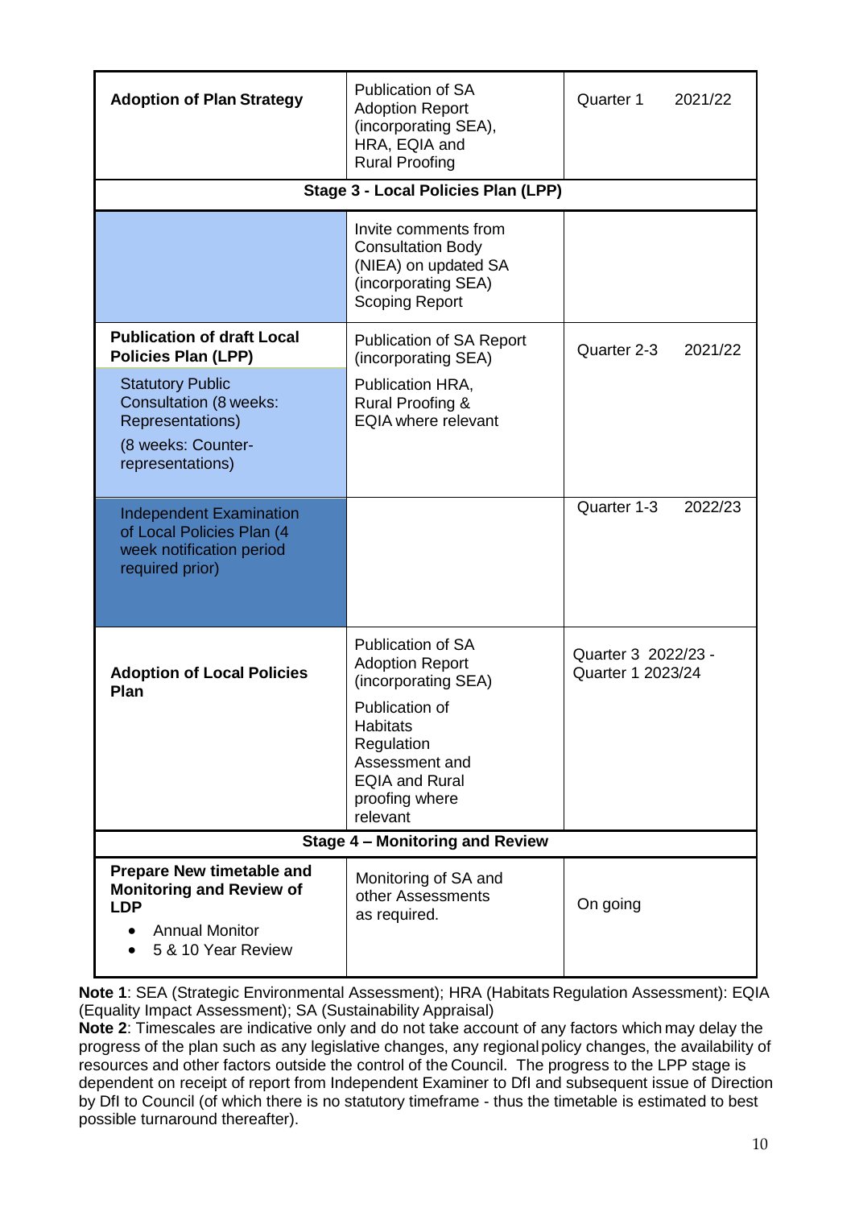| | | |
|---|---|---|
| **Adoption of Plan Strategy** | Publication of SA Adoption Report (incorporating SEA), HRA, EQIA and Rural Proofing | Quarter 1 2021/22 |
| **Stage 3 - Local Policies Plan (LPP)** | | |
| | Invite comments from Consultation Body (NIEA) on updated SA (incorporating SEA) Scoping Report | |
| **Publication of draft Local Policies Plan (LPP)**<br>Statutory Public Consultation (8 weeks: Representations)<br>(8 weeks: Counter-representations) | Publication of SA Report (incorporating SEA)<br>Publication HRA, Rural Proofing & EQIA where relevant | Quarter 2-3 2021/22 |
| Independent Examination of Local Policies Plan (4 week notification period required prior) | | Quarter 1-3 2022/23 |
| **Adoption of Local Policies Plan** | Publication of SA Adoption Report (incorporating SEA)<br>Publication of Habitats Regulation Assessment and EQIA and Rural proofing where relevant | Quarter 3 2022/23 - Quarter 1 2023/24 |
| **Stage 4 – Monitoring and Review** | | |
| **Prepare New timetable and Monitoring and Review of LDP**<br>• Annual Monitor<br>• 5 & 10 Year Review | Monitoring of SA and other Assessments as required. | On going |

**Note 1**: SEA (Strategic Environmental Assessment); HRA (Habitats Regulation Assessment): EQIA (Equality Impact Assessment); SA (Sustainability Appraisal)

**Note 2**: Timescales are indicative only and do not take account of any factors which may delay the progress of the plan such as any legislative changes, any regional policy changes, the availability of resources and other factors outside the control of the Council. The progress to the LPP stage is dependent on receipt of report from Independent Examiner to DfI and subsequent issue of Direction by DfI to Council (of which there is no statutory timeframe - thus the timetable is estimated to best possible turnaround thereafter).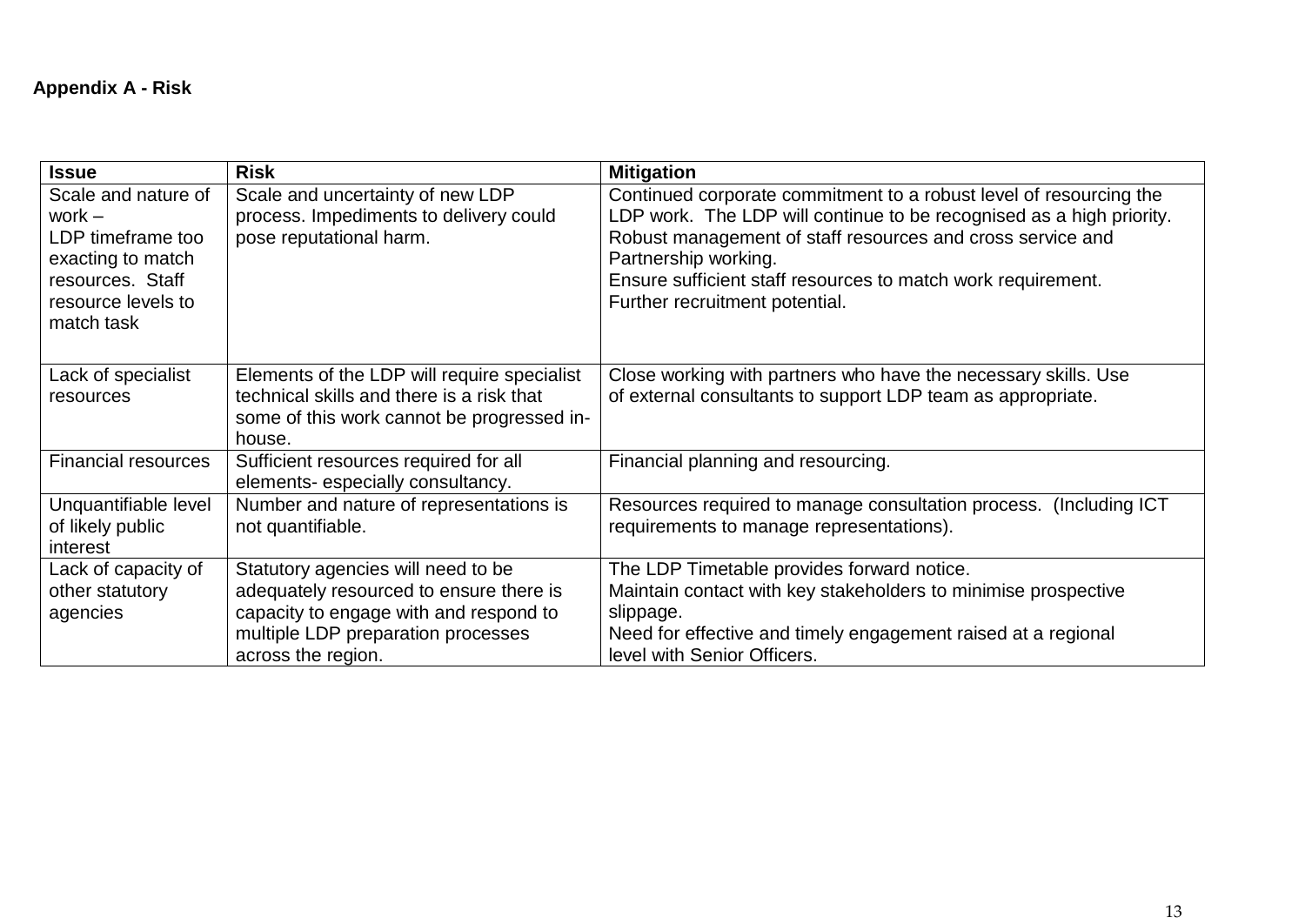**Appendix A - Risk**

| Issue | Risk | Mitigation |
| --- | --- | --- |
| Scale and nature of work – LDP timeframe too exacting to match resources. Staff resource levels to match task | Scale and uncertainty of new LDP process. Impediments to delivery could pose reputational harm. | Continued corporate commitment to a robust level of resourcing the LDP work. The LDP will continue to be recognised as a high priority. Robust management of staff resources and cross service and Partnership working. Ensure sufficient staff resources to match work requirement. Further recruitment potential. |
| Lack of specialist resources | Elements of the LDP will require specialist technical skills and there is a risk that some of this work cannot be progressed in-house. | Close working with partners who have the necessary skills. Use of external consultants to support LDP team as appropriate. |
| Financial resources | Sufficient resources required for all elements- especially consultancy. | Financial planning and resourcing. |
| Unquantifiable level of likely public interest | Number and nature of representations is not quantifiable. | Resources required to manage consultation process. (Including ICT requirements to manage representations). |
| Lack of capacity of other statutory agencies | Statutory agencies will need to be adequately resourced to ensure there is capacity to engage with and respond to multiple LDP preparation processes across the region. | The LDP Timetable provides forward notice. Maintain contact with key stakeholders to minimise prospective slippage. Need for effective and timely engagement raised at a regional level with Senior Officers. |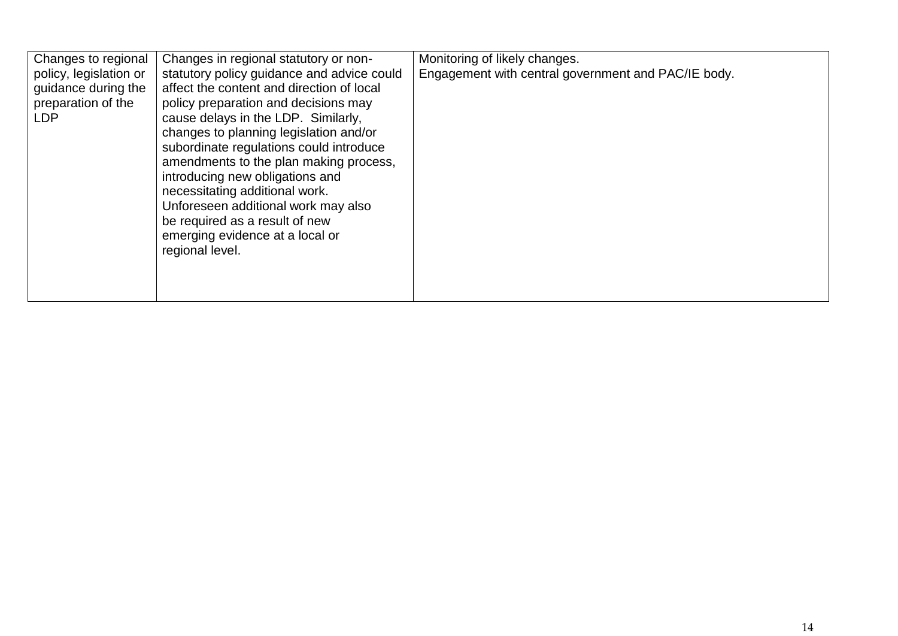| Changes to regional policy, legislation or guidance during the preparation of the LDP | Changes in regional statutory or non-statutory policy guidance and advice could affect the content and direction of local policy preparation and decisions may cause delays in the LDP. Similarly, changes to planning legislation and/or subordinate regulations could introduce amendments to the plan making process, introducing new obligations and necessitating additional work. Unforeseen additional work may also be required as a result of new emerging evidence at a local or regional level. | Monitoring of likely changes.<br>Engagement with central government and PAC/IE body. |
|---|---|---|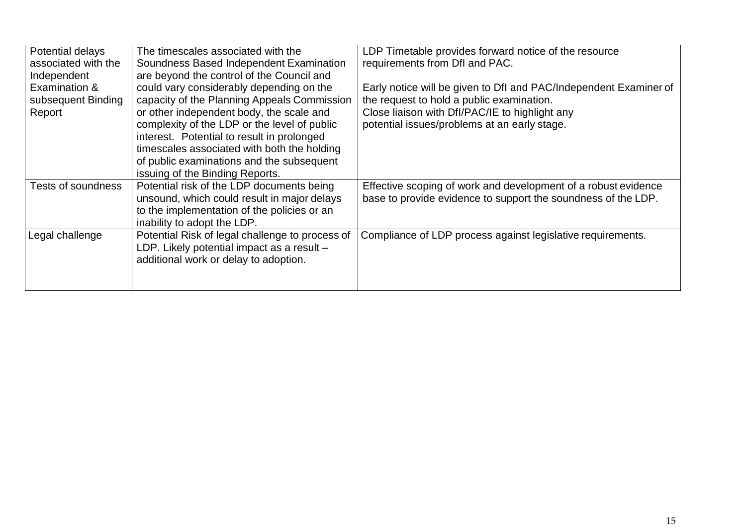| | | |
|---|---|---|
| Potential delays associated with the Independent Examination & subsequent Binding Report | The timescales associated with the Soundness Based Independent Examination are beyond the control of the Council and could vary considerably depending on the capacity of the Planning Appeals Commission or other independent body, the scale and complexity of the LDP or the level of public interest. Potential to result in prolonged timescales associated with both the holding of public examinations and the subsequent issuing of the Binding Reports. | LDP Timetable provides forward notice of the resource requirements from DfI and PAC.<br><br>Early notice will be given to DfI and PAC/Independent Examiner of the request to hold a public examination.<br>Close liaison with DfI/PAC/IE to highlight any potential issues/problems at an early stage. |
| Tests of soundness | Potential risk of the LDP documents being unsound, which could result in major delays to the implementation of the policies or an inability to adopt the LDP. | Effective scoping of work and development of a robust evidence base to provide evidence to support the soundness of the LDP. |
| Legal challenge | Potential Risk of legal challenge to process of LDP. Likely potential impact as a result – additional work or delay to adoption. | Compliance of LDP process against legislative requirements. |